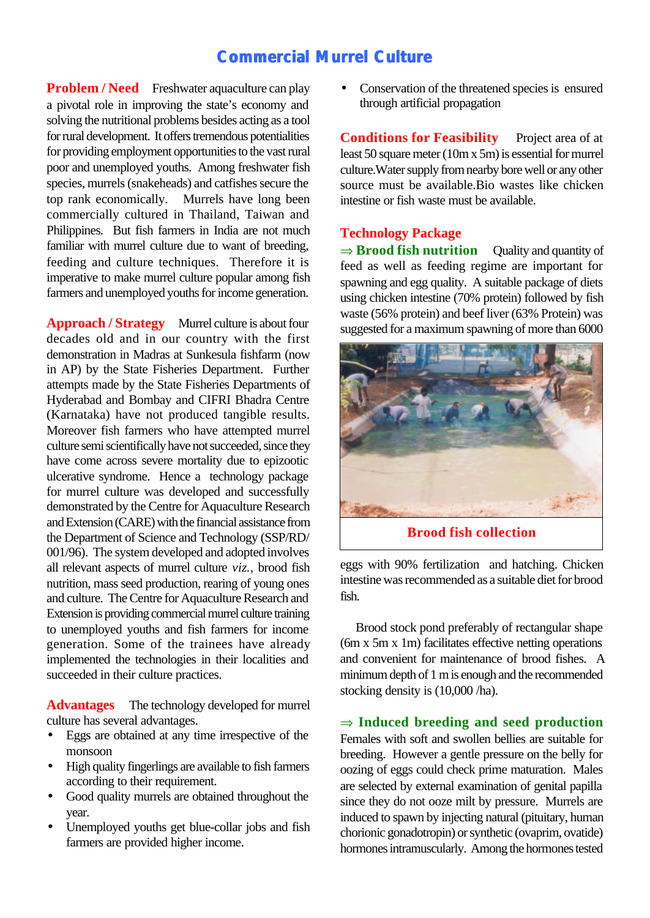# Commercial Murrel Culture

**Problem / Need** Freshwater aquaculture can play a pivotal role in improving the state's economy and solving the nutritional problems besides acting as a tool for rural development. It offers tremendous potentialities for providing employment opportunities to the vast rural poor and unemployed youths. Among freshwater fish species, murrels (snakeheads) and catfishes secure the top rank economically. Murrels have long been commercially cultured in Thailand, Taiwan and Philippines. But fish farmers in India are not much familiar with murrel culture due to want of breeding, feeding and culture techniques. Therefore it is imperative to make murrel culture popular among fish farmers and unemployed youths for income generation.

**Approach / Strategy** Murrel culture is about four decades old and in our country with the first demonstration in Madras at Sunkesula fishfarm (now in AP) by the State Fisheries Department. Further attempts made by the State Fisheries Departments of Hyderabad and Bombay and CIFRI Bhadra Centre (Karnataka) have not produced tangible results. Moreover fish farmers who have attempted murrel culture semi scientifically have not succeeded, since they have come across severe mortality due to epizootic ulcerative syndrome. Hence a technology package for murrel culture was developed and successfully demonstrated by the Centre for Aquaculture Research and Extension (CARE) with the financial assistance from the Department of Science and Technology (SSP/RD/001/96). The system developed and adopted involves all relevant aspects of murrel culture *viz.*, brood fish nutrition, mass seed production, rearing of young ones and culture. The Centre for Aquaculture Research and Extension is providing commercial murrel culture training to unemployed youths and fish farmers for income generation. Some of the trainees have already implemented the technologies in their localities and succeeded in their culture practices.

**Advantages** The technology developed for murrel culture has several advantages.

- Eggs are obtained at any time irrespective of the monsoon
- High quality fingerlings are available to fish farmers according to their requirement.
- Good quality murrels are obtained throughout the year.
- Unemployed youths get blue-collar jobs and fish farmers are provided higher income.
- Conservation of the threatened species is ensured through artificial propagation

**Conditions for Feasibility** Project area of at least 50 square meter (10m x 5m) is essential for murrel culture.Water supply from nearby bore well or any other source must be available.Bio wastes like chicken intestine or fish waste must be available.

## Technology Package

**⇒ Brood fish nutrition** Quality and quantity of feed as well as feeding regime are important for spawning and egg quality. A suitable package of diets using chicken intestine (70% protein) followed by fish waste (56% protein) and beef liver (63% Protein) was suggested for a maximum spawning of more than 6000 eggs with 90% fertilization and hatching. Chicken intestine was recommended as a suitable diet for brood fish.

Brood fish collection

Brood stock pond preferably of rectangular shape (6m x 5m x 1m) facilitates effective netting operations and convenient for maintenance of brood fishes. A minimum depth of 1 m is enough and the recommended stocking density is (10,000 /ha).

**⇒ Induced breeding and seed production** Females with soft and swollen bellies are suitable for breeding. However a gentle pressure on the belly for oozing of eggs could check prime maturation. Males are selected by external examination of genital papilla since they do not ooze milt by pressure. Murrels are induced to spawn by injecting natural (pituitary, human chorionic gonadotropin) or synthetic (ovaprim, ovatide) hormones intramuscularly. Among the hormones tested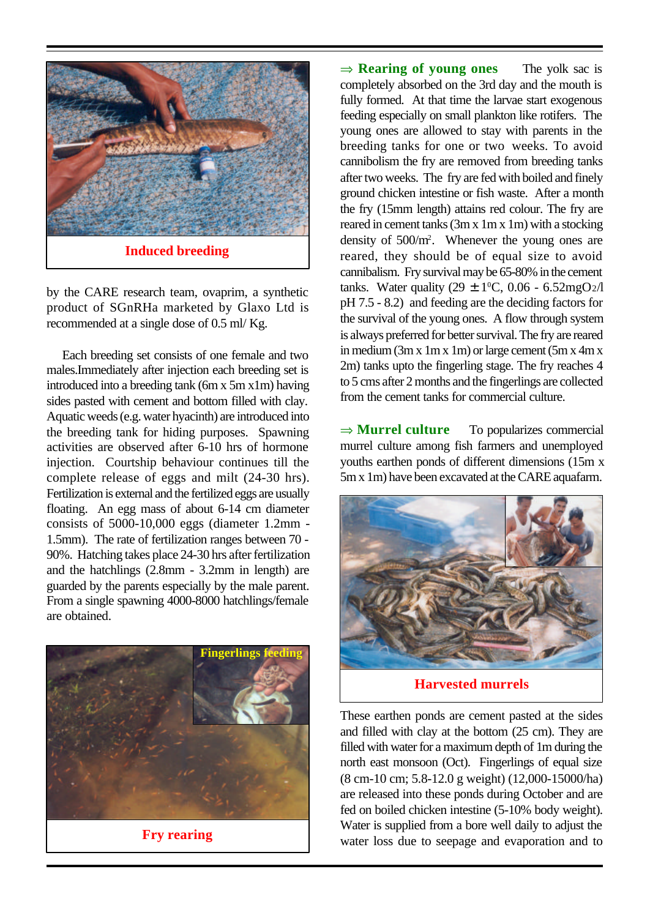Induced breeding

by the CARE research team, ovaprim, a synthetic product of SGnRHa marketed by Glaxo Ltd is recommended at a single dose of 0.5 ml/ Kg.

Each breeding set consists of one female and two males.Immediately after injection each breeding set is introduced into a breeding tank (6m x 5m x1m) having sides pasted with cement and bottom filled with clay. Aquatic weeds (e.g. water hyacinth) are introduced into the breeding tank for hiding purposes. Spawning activities are observed after 6-10 hrs of hormone injection. Courtship behaviour continues till the complete release of eggs and milt (24-30 hrs). Fertilization is external and the fertilized eggs are usually floating. An egg mass of about 6-14 cm diameter consists of 5000-10,000 eggs (diameter 1.2mm - 1.5mm). The rate of fertilization ranges between 70 - 90%. Hatching takes place 24-30 hrs after fertilization and the hatchlings (2.8mm - 3.2mm in length) are guarded by the parents especially by the male parent. From a single spawning 4000-8000 hatchlings/female are obtained.

Fingerlings feeding

Fry rearing

⇒ **Rearing of young ones** The yolk sac is completely absorbed on the 3rd day and the mouth is fully formed. At that time the larvae start exogenous feeding especially on small plankton like rotifers. The young ones are allowed to stay with parents in the breeding tanks for one or two weeks. To avoid cannibolism the fry are removed from breeding tanks after two weeks. The fry are fed with boiled and finely ground chicken intestine or fish waste. After a month the fry (15mm length) attains red colour. The fry are reared in cement tanks (3m x 1m x 1m) with a stocking density of 500/m$^2$. Whenever the young ones are reared, they should be of equal size to avoid cannibalism. Fry survival may be 65-80% in the cement tanks. Water quality (29 $\pm$ 1$^0$C, 0.06 - 6.52mg$O_2$/l pH 7.5 - 8.2) and feeding are the deciding factors for the survival of the young ones. A flow through system is always preferred for better survival. The fry are reared in medium (3m x 1m x 1m) or large cement (5m x 4m x 2m) tanks upto the fingerling stage. The fry reaches 4 to 5 cms after 2 months and the fingerlings are collected from the cement tanks for commercial culture.

⇒ **Murrel culture** To popularizes commercial murrel culture among fish farmers and unemployed youths earthen ponds of different dimensions (15m x 5m x 1m) have been excavated at the CARE aquafarm.

Harvested murrels

These earthen ponds are cement pasted at the sides and filled with clay at the bottom (25 cm). They are filled with water for a maximum depth of 1m during the north east monsoon (Oct). Fingerlings of equal size (8 cm-10 cm; 5.8-12.0 g weight) (12,000-15000/ha) are released into these ponds during October and are fed on boiled chicken intestine (5-10% body weight). Water is supplied from a bore well daily to adjust the water loss due to seepage and evaporation and to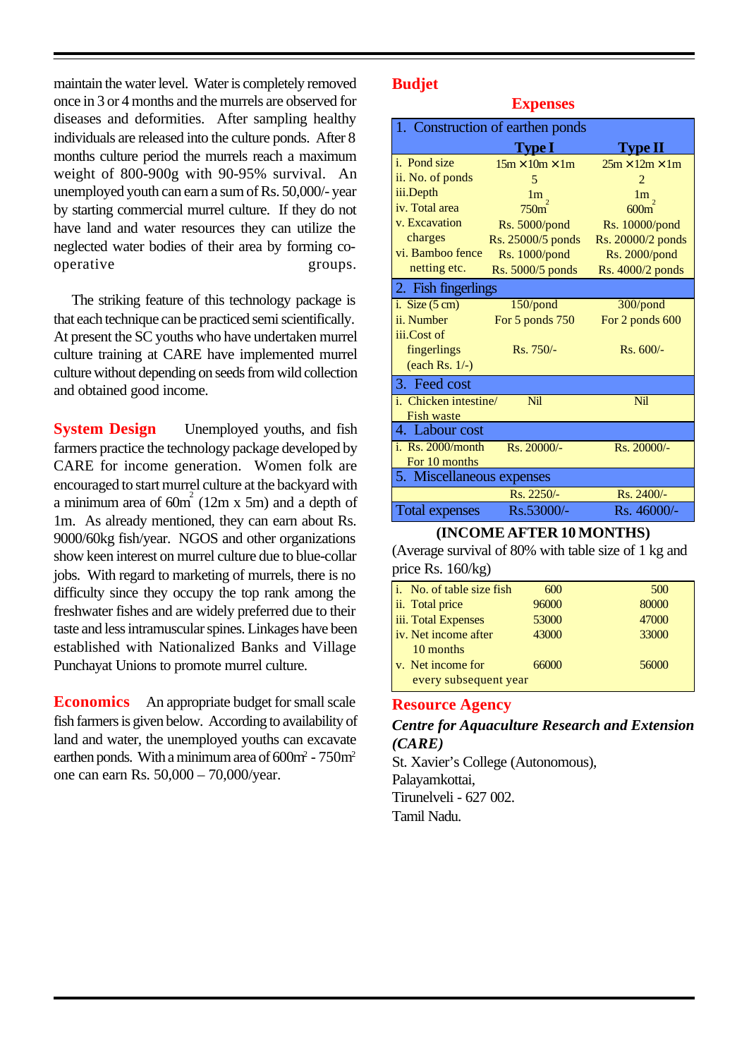maintain the water level. Water is completely removed once in 3 or 4 months and the murrels are observed for diseases and deformities. After sampling healthy individuals are released into the culture ponds. After 8 months culture period the murrels reach a maximum weight of 800-900g with 90-95% survival. An unemployed youth can earn a sum of Rs. 50,000/- year by starting commercial murrel culture. If they do not have land and water resources they can utilize the neglected water bodies of their area by forming co-operative groups.

The striking feature of this technology package is that each technique can be practiced semi scientifically. At present the SC youths who have undertaken murrel culture training at CARE have implemented murrel culture without depending on seeds from wild collection and obtained good income.

**System Design** Unemployed youths, and fish farmers practice the technology package developed by CARE for income generation. Women folk are encouraged to start murrel culture at the backyard with a minimum area of 60m$^2$ (12m x 5m) and a depth of 1m. As already mentioned, they can earn about Rs. 9000/60kg fish/year. NGOS and other organizations show keen interest on murrel culture due to blue-collar jobs. With regard to marketing of murrels, there is no difficulty since they occupy the top rank among the freshwater fishes and are widely preferred due to their taste and less intramuscular spines. Linkages have been established with Nationalized Banks and Village Punchayat Unions to promote murrel culture.

**Economics** An appropriate budget for small scale fish farmers is given below. According to availability of land and water, the unemployed youths can excavate earthen ponds. With a minimum area of 600m$^2$ - 750m$^2$ one can earn Rs. 50,000 – 70,000/year.

## Budjet

### Expenses

| | Type I | Type II |
|---|---|---|
| **1. Construction of earthen ponds** | | |
| i. Pond size | 15m × 10m × 1m | 25m × 12m × 1m |
| ii. No. of ponds | 5 | 2 |
| iii. Depth | 1m | 1m |
| iv. Total area | 750m$^2$ | 600m$^2$ |
| v. Excavation charges | Rs. 5000/pond<br>Rs. 25000/5 ponds | Rs. 10000/pond<br>Rs. 20000/2 ponds |
| vi. Bamboo fence netting etc. | Rs. 1000/pond<br>Rs. 5000/5 ponds | Rs. 2000/pond<br>Rs. 4000/2 ponds |
| **2. Fish fingerlings** | | |
| i. Size (5 cm) | 150/pond | 300/pond |
| ii. Number | For 5 ponds 750 | For 2 ponds 600 |
| iii. Cost of fingerlings (each Rs. 1/-) | Rs. 750/- | Rs. 600/- |
| **3. Feed cost** | | |
| i. Chicken intestine/ Fish waste | Nil | Nil |
| **4. Labour cost** | | |
| i. Rs. 2000/month For 10 months | Rs. 20000/- | Rs. 20000/- |
| **5. Miscellaneous expenses** | | |
| | Rs. 2250/- | Rs. 2400/- |
| **Total expenses** | Rs.53000/- | Rs. 46000/- |

**(INCOME AFTER 10 MONTHS)**

(Average survival of 80% with table size of 1 kg and price Rs. 160/kg)

| | | |
|---|---|---|
| i. No. of table size fish | 600 | 500 |
| ii. Total price | 96000 | 80000 |
| iii. Total Expenses | 53000 | 47000 |
| iv. Net income after 10 months | 43000 | 33000 |
| v. Net income for every subsequent year | 66000 | 56000 |

## Resource Agency

***Centre for Aquaculture Research and Extension (CARE)***

St. Xavier's College (Autonomous),
Palayamkottai,
Tirunelveli - 627 002.
Tamil Nadu.